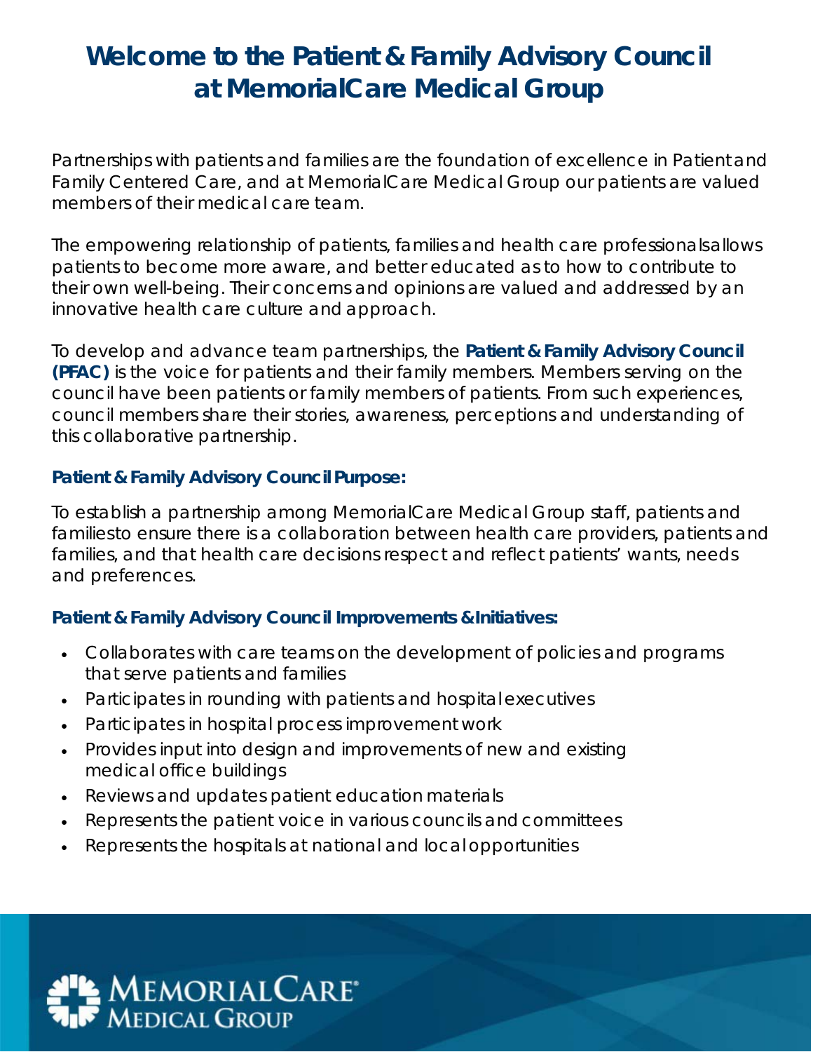# Welcome to the Patient & Family Advisory Council at MemorialCare Medical Group

Partnerships with patients and families are the foundation of excellence in Patient and Family Centered Care, and at MemorialCare Medical Group our patients are valued members of their medical care team.

The empowering relationship of patients, families and health care professionals allows patients to become more aware, and better educated as to how to contribute to their own well-being. Their concerns and opinions are valued and addressed by an innovative health care culture and approach.

To develop and advance team partnerships, the **Patient & Family Advisory Council (PFAC)** is the voice for patients and their family members. Members serving on the council have been patients or family members of patients. From such experiences, council members share their stories, awareness, perceptions and understanding of this collaborative partnership.

### Patient & Family Advisory Council Purpose:

To establish a partnership among MemorialCare Medical Group staff, patients and families to ensure there is a collaboration between health care providers, patients and families, and that health care decisions respect and reflect patients' wants, needs and preferences.

### Patient & Family Advisory Council Improvements & Initiatives:

- Collaborates with care teams on the development of policies and programs that serve patients and families
- Participates in rounding with patients and hospital executives
- Participates in hospital process improvement work
- Provides input into design and improvements of new and existing medical office buildings
- Reviews and updates patient education materials
- Represents the patient voice in various councils and committees
- Represents the hospitals at national and local opportunities

MemorialCare® Medical Group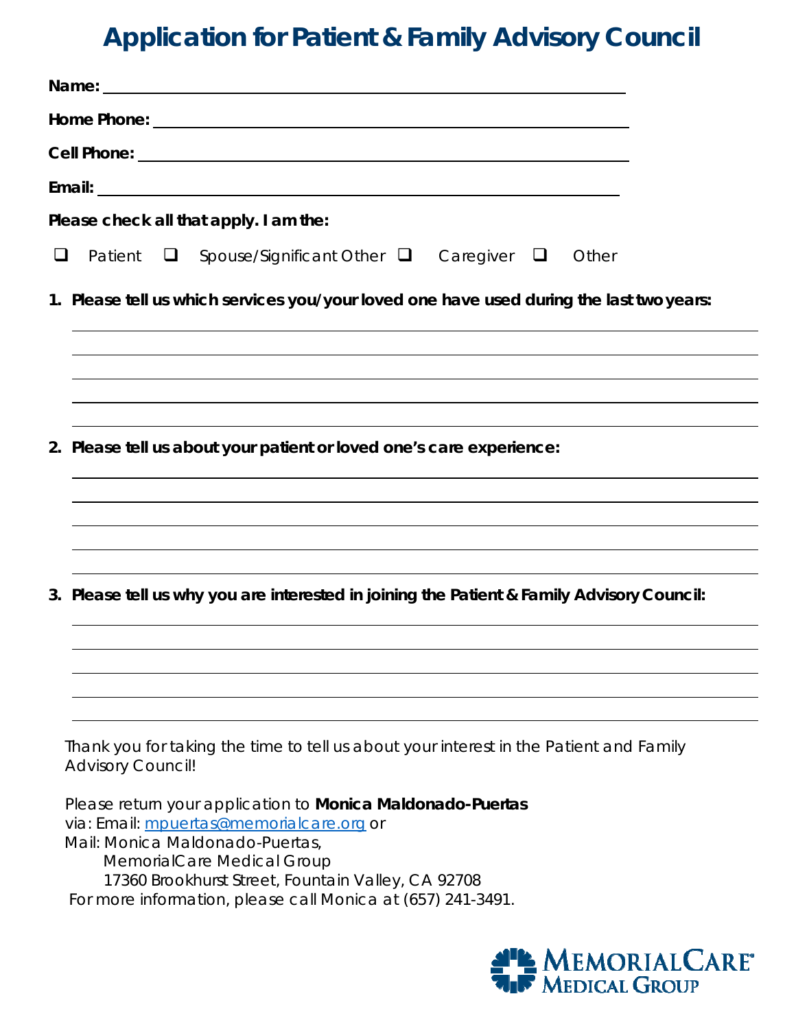# Application for Patient & Family Advisory Council

**Name:** ______________________________________________

**Home Phone:** ______________________________________________

**Cell Phone:** ______________________________________________

**Email:** ______________________________________________

**Please check all that apply. I am the:**

❑ Patient ❑ Spouse/Significant Other ❑ Caregiver ❑ Other

1. **Please tell us which services you/your loved one have used during the last two years:**

______________________________________________
______________________________________________
______________________________________________
______________________________________________
______________________________________________

2. **Please tell us about your patient or loved one's care experience:**

______________________________________________
______________________________________________
______________________________________________
______________________________________________
______________________________________________

3. **Please tell us why you are interested in joining the Patient & Family Advisory Council:**

______________________________________________
______________________________________________
______________________________________________
______________________________________________
______________________________________________

Thank you for taking the time to tell us about your interest in the Patient and Family Advisory Council!

Please return your application to **Monica Maldonado-Puertas**
via: Email: [mpuertas@memorialcare.org](mailto:mpuertas@memorialcare.org) or
Mail: Monica Maldonado-Puertas,
MemorialCare Medical Group
17360 Brookhurst Street, Fountain Valley, CA 92708
For more information, please call Monica at (657) 241-3491.

MemorialCare Medical Group